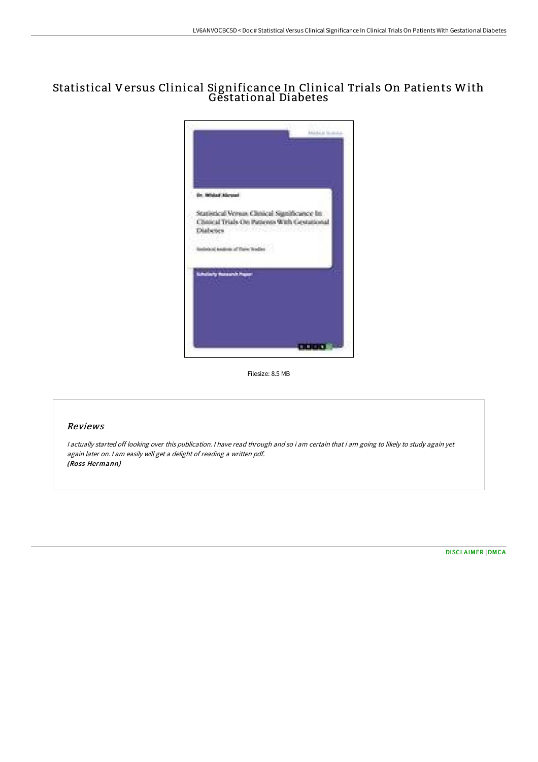# Statistical Versus Clinical Significance In Clinical Trials On Patients With Gestational Diabetes

Filesize: 8.5 MB

## Reviews

*I actually started off looking over this publication. I have read through and so i am certain that i am going to likely to study again yet again later on. I am easily will get a delight of reading a written pdf.*
*(Ross Hermann)*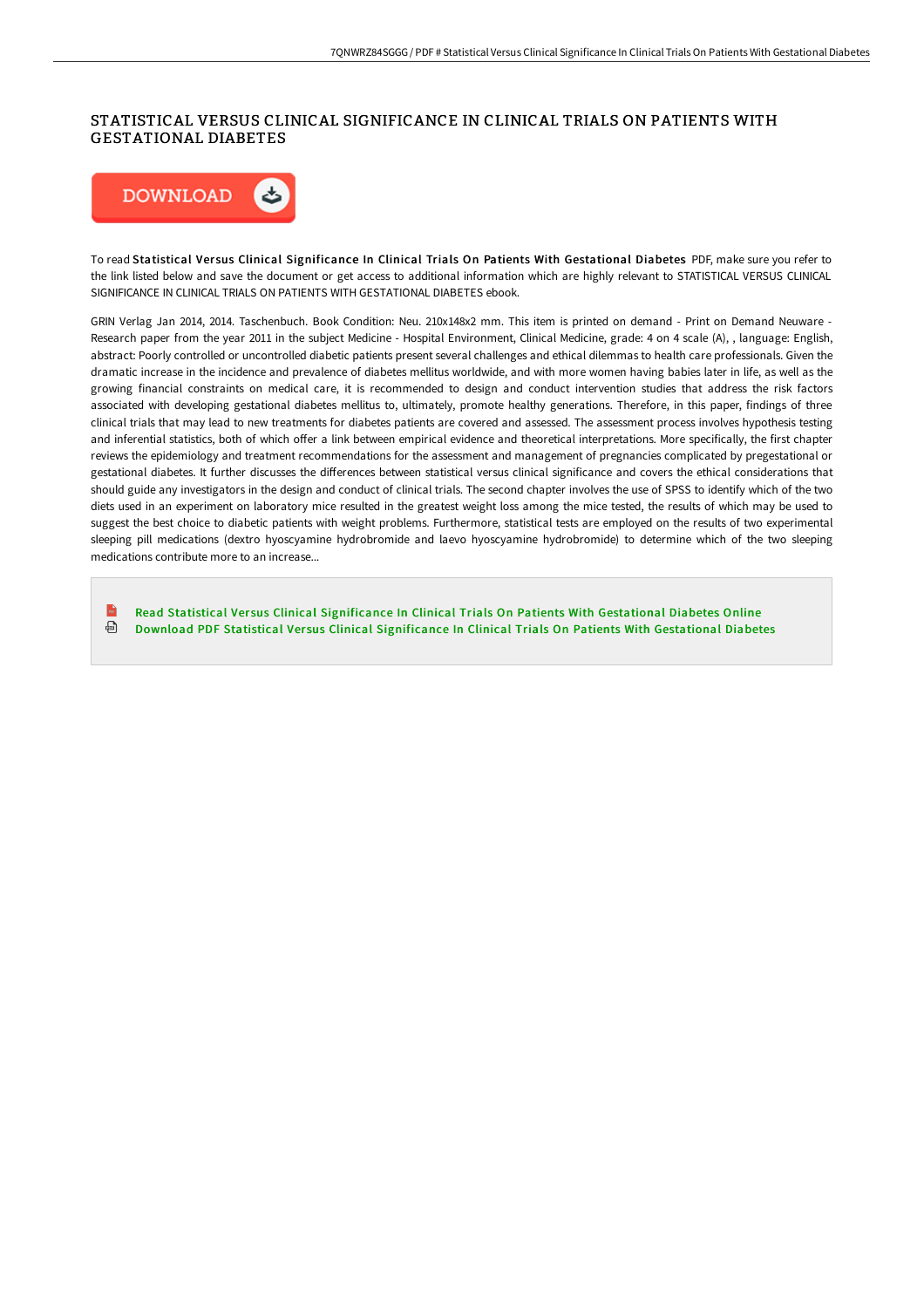# STATISTICAL VERSUS CLINICAL SIGNIFICANCE IN CLINICAL TRIALS ON PATIENTS WITH GESTATIONAL DIABETES

DOWNLOAD

To read **Statistical Versus Clinical Significance In Clinical Trials On Patients With Gestational Diabetes** PDF, make sure you refer to the link listed below and save the document or get access to additional information which are highly relevant to STATISTICAL VERSUS CLINICAL SIGNIFICANCE IN CLINICAL TRIALS ON PATIENTS WITH GESTATIONAL DIABETES ebook.

GRIN Verlag Jan 2014, 2014. Taschenbuch. Book Condition: Neu. 210x148x2 mm. This item is printed on demand - Print on Demand Neuware - Research paper from the year 2011 in the subject Medicine - Hospital Environment, Clinical Medicine, grade: 4 on 4 scale (A), , language: English, abstract: Poorly controlled or uncontrolled diabetic patients present several challenges and ethical dilemmas to health care professionals. Given the dramatic increase in the incidence and prevalence of diabetes mellitus worldwide, and with more women having babies later in life, as well as the growing financial constraints on medical care, it is recommended to design and conduct intervention studies that address the risk factors associated with developing gestational diabetes mellitus to, ultimately, promote healthy generations. Therefore, in this paper, findings of three clinical trials that may lead to new treatments for diabetes patients are covered and assessed. The assessment process involves hypothesis testing and inferential statistics, both of which offer a link between empirical evidence and theoretical interpretations. More specifically, the first chapter reviews the epidemiology and treatment recommendations for the assessment and management of pregnancies complicated by pregestational or gestational diabetes. It further discusses the differences between statistical versus clinical significance and covers the ethical considerations that should guide any investigators in the design and conduct of clinical trials. The second chapter involves the use of SPSS to identify which of the two diets used in an experiment on laboratory mice resulted in the greatest weight loss among the mice tested, the results of which may be used to suggest the best choice to diabetic patients with weight problems. Furthermore, statistical tests are employed on the results of two experimental sleeping pill medications (dextro hyoscyamine hydrobromide and laevo hyoscyamine hydrobromide) to determine which of the two sleeping medications contribute more to an increase...

- Read Statistical Versus Clinical Significance In Clinical Trials On Patients With Gestational Diabetes Online
- Download PDF Statistical Versus Clinical Significance In Clinical Trials On Patients With Gestational Diabetes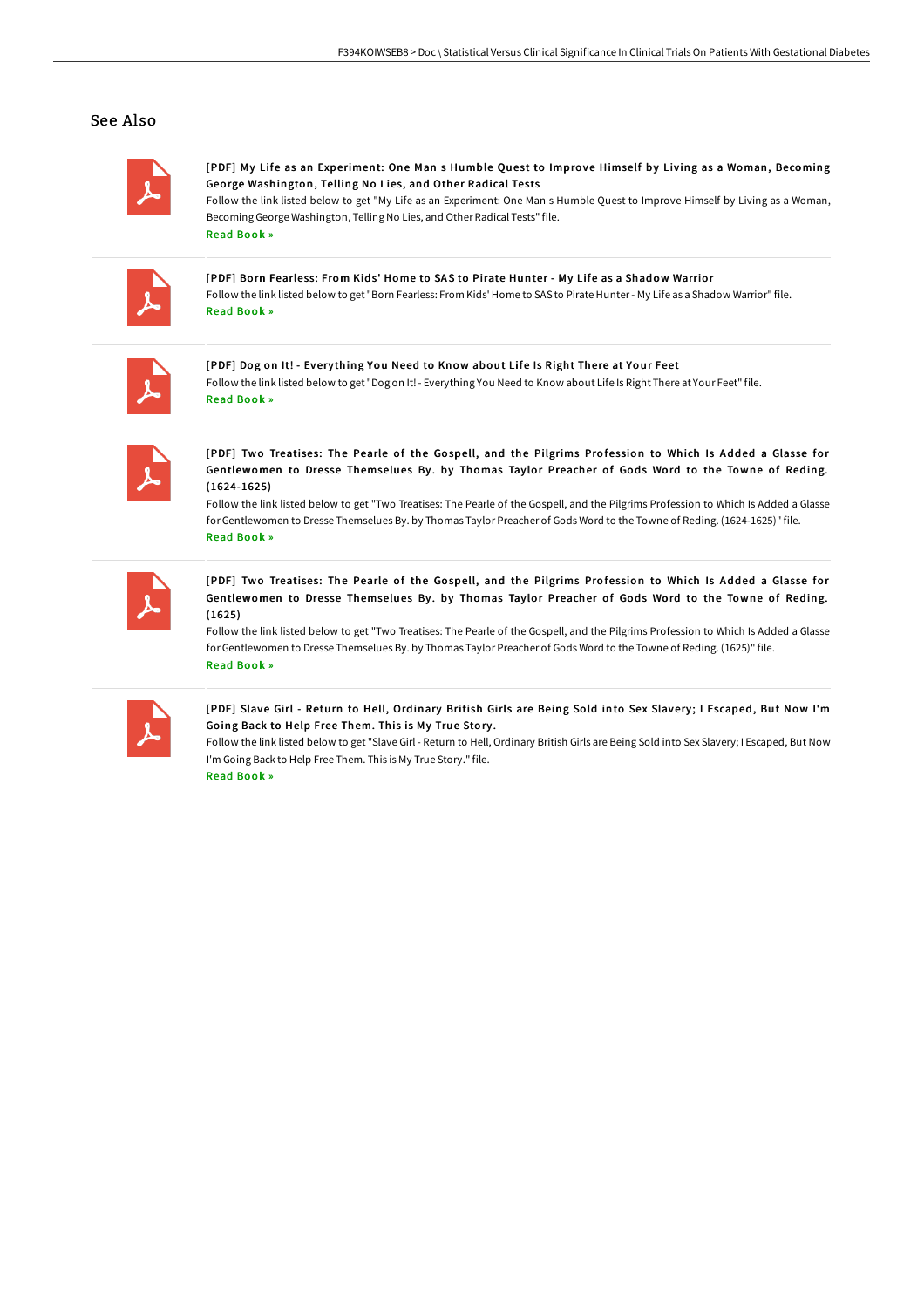## See Also

[PDF] My Life as an Experiment: One Man s Humble Quest to Improve Himself by Living as a Woman, Becoming George Washington, Telling No Lies, and Other Radical Tests

Follow the link listed below to get "My Life as an Experiment: One Man s Humble Quest to Improve Himself by Living as a Woman, Becoming George Washington, Telling No Lies, and Other Radical Tests" file.

Read Book »

[PDF] Born Fearless: From Kids' Home to SAS to Pirate Hunter - My Life as a Shadow Warrior

Follow the link listed below to get "Born Fearless: From Kids' Home to SAS to Pirate Hunter - My Life as a Shadow Warrior" file.

Read Book »

[PDF] Dog on It! - Everything You Need to Know about Life Is Right There at Your Feet

Follow the link listed below to get "Dog on It! - Everything You Need to Know about Life Is Right There at Your Feet" file.

Read Book »

[PDF] Two Treatises: The Pearle of the Gospell, and the Pilgrims Profession to Which Is Added a Glasse for Gentlewomen to Dresse Themselues By. by Thomas Taylor Preacher of Gods Word to the Towne of Reding. (1624-1625)

Follow the link listed below to get "Two Treatises: The Pearle of the Gospell, and the Pilgrims Profession to Which Is Added a Glasse for Gentlewomen to Dresse Themselues By. by Thomas Taylor Preacher of Gods Word to the Towne of Reding. (1624-1625)" file.

Read Book »

[PDF] Two Treatises: The Pearle of the Gospell, and the Pilgrims Profession to Which Is Added a Glasse for Gentlewomen to Dresse Themselues By. by Thomas Taylor Preacher of Gods Word to the Towne of Reding. (1625)

Follow the link listed below to get "Two Treatises: The Pearle of the Gospell, and the Pilgrims Profession to Which Is Added a Glasse for Gentlewomen to Dresse Themselues By. by Thomas Taylor Preacher of Gods Word to the Towne of Reding. (1625)" file.

Read Book »

[PDF] Slave Girl - Return to Hell, Ordinary British Girls are Being Sold into Sex Slavery; I Escaped, But Now I'm Going Back to Help Free Them. This is My True Story.

Follow the link listed below to get "Slave Girl - Return to Hell, Ordinary British Girls are Being Sold into Sex Slavery; I Escaped, But Now I'm Going Back to Help Free Them. This is My True Story." file.

Read Book »